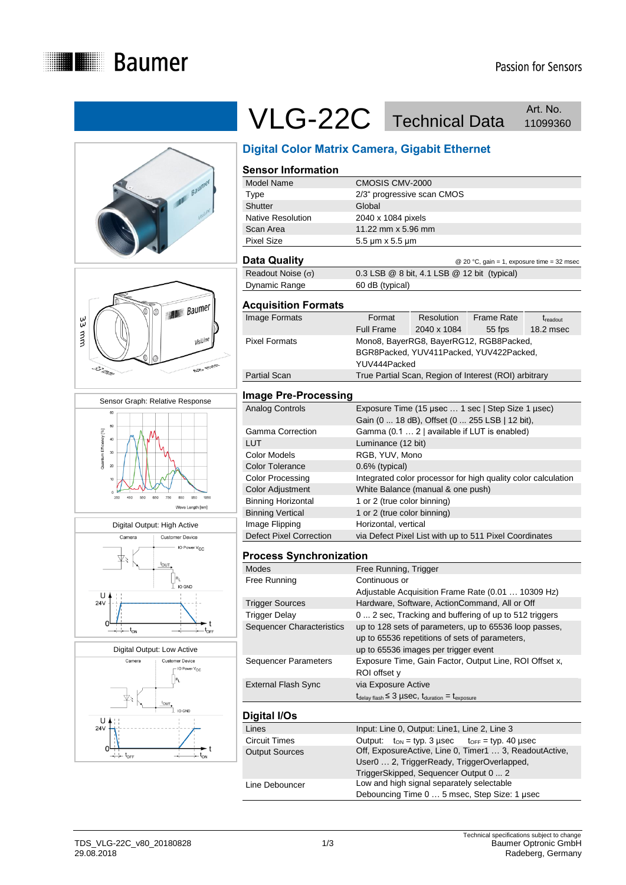# VLG-22C Technical Data

Art. No. 11099360

## Digital Color Matrix Camera, Gigabit Ethernet

Sensor Graph: Relative Response

Digital Output: High Active

Digital Output: Low Active

### Sensor Information

| | |
|---|---|
| Model Name | CMOSIS CMV-2000 |
| Type | 2/3" progressive scan CMOS |
| Shutter | Global |
| Native Resolution | 2040 x 1084 pixels |
| Scan Area | 11.22 mm x 5.96 mm |
| Pixel Size | 5.5 µm x 5.5 µm |

### Data Quality

@ 20 °C, gain = 1, exposure time = 32 msec

| | |
|---|---|
| Readout Noise (σ) | 0.3 LSB @ 8 bit, 4.1 LSB @ 12 bit (typical) |
| Dynamic Range | 60 dB (typical) |

### Acquisition Formats

| | | | | |
|---|---|---|---|---|
| Image Formats | Format | Resolution | Frame Rate | $t_{readout}$ |
| | Full Frame | 2040 x 1084 | 55 fps | 18.2 msec |
| Pixel Formats | Mono8, BayerRG8, BayerRG12, RGB8Packed, BGR8Packed, YUV411Packed, YUV422Packed, YUV444Packed | | | |
| Partial Scan | True Partial Scan, Region of Interest (ROI) arbitrary | | | |

### Image Pre-Processing

| | |
|---|---|
| Analog Controls | Exposure Time (15 µsec … 1 sec \| Step Size 1 µsec) Gain (0 ... 18 dB), Offset (0 ... 255 LSB \| 12 bit), |
| Gamma Correction | Gamma (0.1 … 2 \| available if LUT is enabled) |
| LUT | Luminance (12 bit) |
| Color Models | RGB, YUV, Mono |
| Color Tolerance | 0.6% (typical) |
| Color Processing | Integrated color processor for high quality color calculation |
| Color Adjustment | White Balance (manual & one push) |
| Binning Horizontal | 1 or 2 (true color binning) |
| Binning Vertical | 1 or 2 (true color binning) |
| Image Flipping | Horizontal, vertical |
| Defect Pixel Correction | via Defect Pixel List with up to 511 Pixel Coordinates |

### Process Synchronization

| | |
|---|---|
| Modes | Free Running, Trigger |
| Free Running | Continuous or Adjustable Acquisition Frame Rate (0.01 … 10309 Hz) |
| Trigger Sources | Hardware, Software, ActionCommand, All or Off |
| Trigger Delay | 0 ... 2 sec, Tracking and buffering of up to 512 triggers |
| Sequencer Characteristics | up to 128 sets of parameters, up to 65536 loop passes, up to 65536 repetitions of sets of parameters, up to 65536 images per trigger event |
| Sequencer Parameters | Exposure Time, Gain Factor, Output Line, ROI Offset x, ROI offset y |
| External Flash Sync | via Exposure Active $t_{delay\ flash} \leq 3$ µsec, $t_{duration} = t_{exposure}$ |

### Digital I/Os

| | |
|---|---|
| Lines | Input: Line 0, Output: Line1, Line 2, Line 3 |
| Circuit Times | Output: $t_{ON}$ = typ. 3 µsec $t_{OFF}$ = typ. 40 µsec |
| Output Sources | Off, ExposureActive, Line 0, Timer1 … 3, ReadoutActive, User0 … 2, TriggerReady, TriggerOverlapped, TriggerSkipped, Sequencer Output 0 ... 2 |
| Line Debouncer | Low and high signal separately selectable Debouncing Time 0 … 5 msec, Step Size: 1 µsec |

TDS_VLG-22C_v80_20180828
29.08.2018

Technical specifications subject to change
Baumer Optronic GmbH
Radeberg, Germany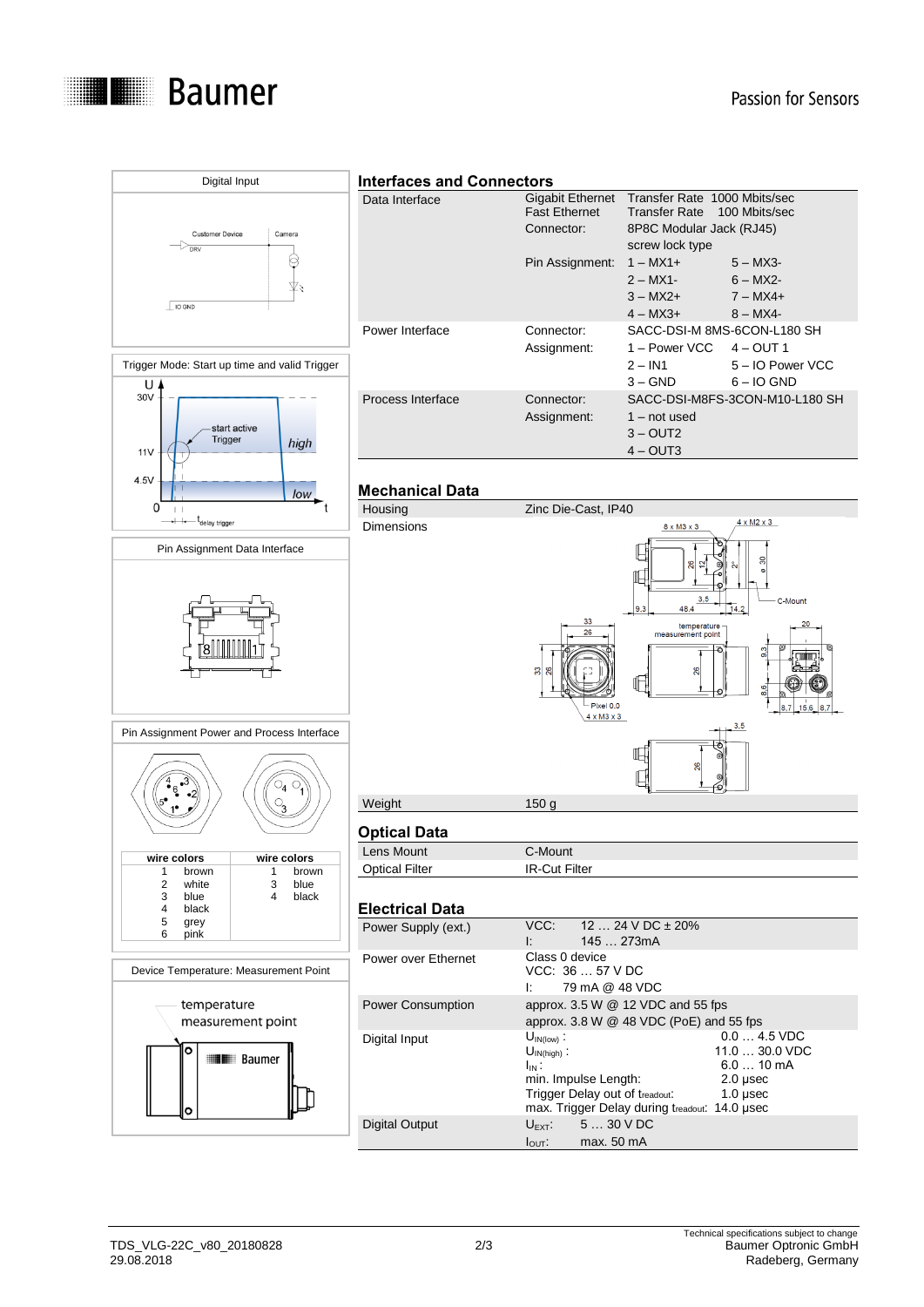Digital Input

Customer Device | Camera

DRV

IO GND

Trigger Mode: Start up time and valid Trigger

U

30V

11V

4.5V

0

start active Trigger

high

low

t

$t_{delay\ trigger}$

Pin Assignment Data Interface

8 1

Pin Assignment Power and Process Interface

| wire colors | | wire colors | |
|---|---|---|---|
| 1 | brown | 1 | brown |
| 2 | white | 3 | blue |
| 3 | blue | 4 | black |
| 4 | black | | |
| 5 | grey | | |
| 6 | pink | | |

Device Temperature: Measurement Point

temperature measurement point

## Interfaces and Connectors

| | | | |
|---|---|---|---|
| Data Interface | Gigabit Ethernet | Transfer Rate 1000 Mbits/sec | |
| | Fast Ethernet | Transfer Rate 100 Mbits/sec | |
| | Connector: | 8P8C Modular Jack (RJ45) | |
| | | screw lock type | |
| | Pin Assignment: | 1 – MX1+ | 5 – MX3- |
| | | 2 – MX1- | 6 – MX2- |
| | | 3 – MX2+ | 7 – MX4+ |
| | | 4 – MX3+ | 8 – MX4- |
| Power Interface | Connector: | SACC-DSI-M 8MS-6CON-L180 SH | |
| | Assignment: | 1 – Power VCC | 4 – OUT 1 |
| | | 2 – IN1 | 5 – IO Power VCC |
| | | 3 – GND | 6 – IO GND |
| Process Interface | Connector: | SACC-DSI-M8FS-3CON-M10-L180 SH | |
| | Assignment: | 1 – not used | |
| | | 3 – OUT2 | |
| | | 4 – OUT3 | |

## Mechanical Data

| | |
|---|---|
| Housing | Zinc Die-Cast, IP40 |
| Dimensions | |
| Weight | 150 g |

8 x M3 x 3; 4 x M2 x 3; 26; 12; 2; ø 30; 3.5; C-Mount; 9.3; 48.4; 14.2; 33; 26; temperature measurement point; 20; 33; 26; 26; 9.3; 8.6; Pixel 0,0; 4 x M3 x 3; 8.7; 15.6; 8.7; 3.5; 26

## Optical Data

| | |
|---|---|
| Lens Mount | C-Mount |
| Optical Filter | IR-Cut Filter |

## Electrical Data

| | |
|---|---|
| Power Supply (ext.) | VCC: 12 … 24 V DC ± 20%<br>I: 145 … 273mA |
| Power over Ethernet | Class 0 device<br>VCC: 36 … 57 V DC<br>I: 79 mA @ 48 VDC |
| Power Consumption | approx. 3.5 W @ 12 VDC and 55 fps<br>approx. 3.8 W @ 48 VDC (PoE) and 55 fps |
| Digital Input | $U_{IN(low)}$: 0.0 … 4.5 VDC<br>$U_{IN(high)}$: 11.0 … 30.0 VDC<br>$I_{IN}$: 6.0 … 10 mA<br>min. Impulse Length: 2.0 µsec<br>Trigger Delay out of $t_{readout}$: 1.0 µsec<br>max. Trigger Delay during $t_{readout}$: 14.0 µsec |
| Digital Output | $U_{EXT}$: 5 … 30 V DC<br>$I_{OUT}$: max. 50 mA |

TDS_VLG-22C_v80_20180828
29.08.2018

Technical specifications subject to change
Baumer Optronic GmbH
Radeberg, Germany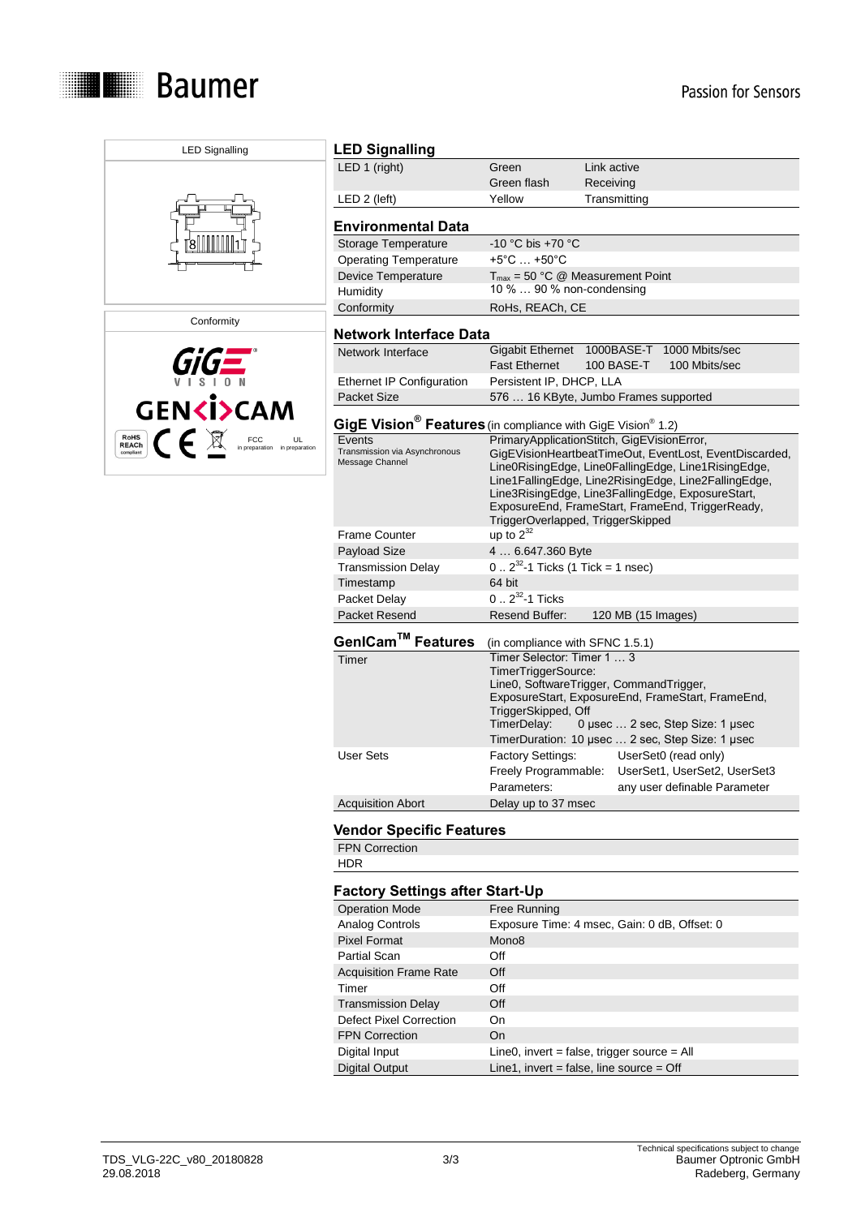LED Signalling

Conformity

RoHS REACh compliant

FCC in preparation

UL in preparation

## LED Signalling

| | | |
|---|---|---|
| LED 1 (right) | Green<br>Green flash | Link active<br>Receiving |
| LED 2 (left) | Yellow | Transmitting |

## Environmental Data

| | |
|---|---|
| Storage Temperature | -10 °C bis +70 °C |
| Operating Temperature | +5°C … +50°C |
| Device Temperature | $T_{max}$ = 50 °C @ Measurement Point |
| Humidity | 10 % … 90 % non-condensing |
| Conformity | RoHS, REACh, CE |

## Network Interface Data

| | |
|---|---|
| Network Interface | Gigabit Ethernet 1000BASE-T 1000 Mbits/sec<br>Fast Ethernet 100 BASE-T 100 Mbits/sec |
| Ethernet IP Configuration | Persistent IP, DHCP, LLA |
| Packet Size | 576 … 16 KByte, Jumbo Frames supported |

## GigE Vision® Features (in compliance with GigE Vision® 1.2)

| | |
|---|---|
| Events<br>Transmission via Asynchronous Message Channel | PrimaryApplicationStitch, GigEVisionError, GigEVisionHeartbeatTimeOut, EventLost, EventDiscarded, Line0RisingEdge, Line0FallingEdge, Line1RisingEdge, Line1FallingEdge, Line2RisingEdge, Line2FallingEdge, Line3RisingEdge, Line3FallingEdge, ExposureStart, ExposureEnd, FrameEnd, FrameStart, TriggerReady, TriggerOverlapped, TriggerSkipped |
| Frame Counter | up to $2^{32}$ |
| Payload Size | 4 … 6.647.360 Byte |
| Transmission Delay | 0 .. $2^{32}$-1 Ticks (1 Tick = 1 nsec) |
| Timestamp | 64 bit |
| Packet Delay | 0 .. $2^{32}$-1 Ticks |
| Packet Resend | Resend Buffer: 120 MB (15 Images) |

## GenICam™ Features (in compliance with SFNC 1.5.1)

| | |
|---|---|
| Timer | Timer Selector: Timer 1 … 3<br>TimerTriggerSource:<br>Line0, SoftwareTrigger, CommandTrigger, ExposureStart, ExposureEnd, FrameStart, FrameEnd, TriggerSkipped, Off<br>TimerDelay: 0 µsec … 2 sec, Step Size: 1 µsec<br>TimerDuration: 10 µsec … 2 sec, Step Size: 1 µsec |
| User Sets | Factory Settings: UserSet0 (read only)<br>Freely Programmable: UserSet1, UserSet2, UserSet3<br>Parameters: any user definable Parameter |
| Acquisition Abort | Delay up to 37 msec |

## Vendor Specific Features

- FPN Correction
- HDR

## Factory Settings after Start-Up

| | |
|---|---|
| Operation Mode | Free Running |
| Analog Controls | Exposure Time: 4 msec, Gain: 0 dB, Offset: 0 |
| Pixel Format | Mono8 |
| Partial Scan | Off |
| Acquisition Frame Rate | Off |
| Timer | Off |
| Transmission Delay | Off |
| Defect Pixel Correction | On |
| FPN Correction | On |
| Digital Input | Line0, invert = false, trigger source = All |
| Digital Output | Line1, invert = false, line source = Off |

TDS_VLG-22C_v80_20180828
29.08.2018

Technical specifications subject to change
Baumer Optronic GmbH
Radeberg, Germany